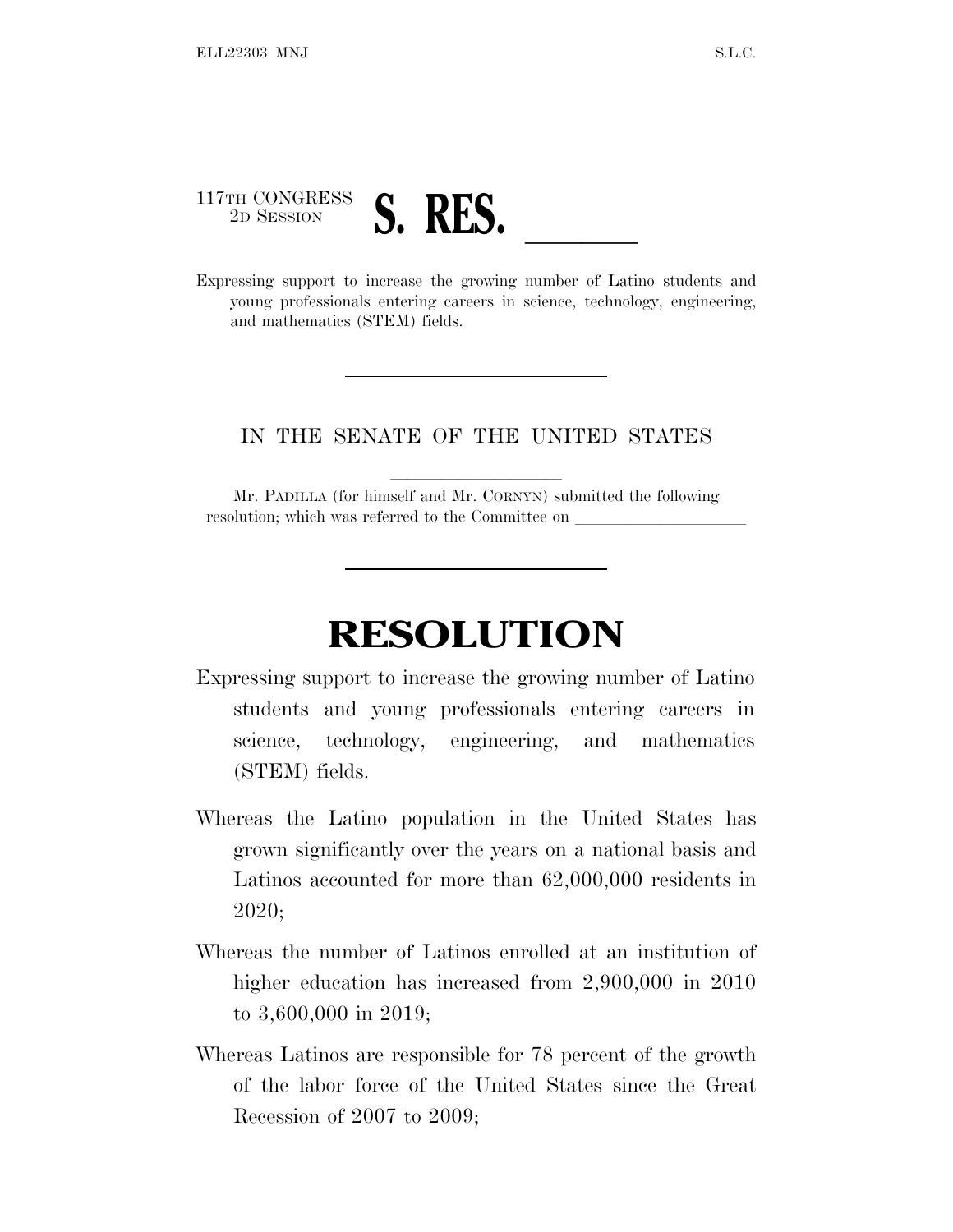117TH CONGRESS
2D SESSION

# S. RES. \_\_\_\_\_\_

Expressing support to increase the growing number of Latino students and young professionals entering careers in science, technology, engineering, and mathematics (STEM) fields.

---

IN THE SENATE OF THE UNITED STATES

Mr. PADILLA (for himself and Mr. CORNYN) submitted the following resolution; which was referred to the Committee on \_\_\_\_\_\_\_\_\_\_\_\_\_\_\_\_\_\_\_\_

---

# RESOLUTION

Expressing support to increase the growing number of Latino students and young professionals entering careers in science, technology, engineering, and mathematics (STEM) fields.

Whereas the Latino population in the United States has grown significantly over the years on a national basis and Latinos accounted for more than 62,000,000 residents in 2020;

Whereas the number of Latinos enrolled at an institution of higher education has increased from 2,900,000 in 2010 to 3,600,000 in 2019;

Whereas Latinos are responsible for 78 percent of the growth of the labor force of the United States since the Great Recession of 2007 to 2009;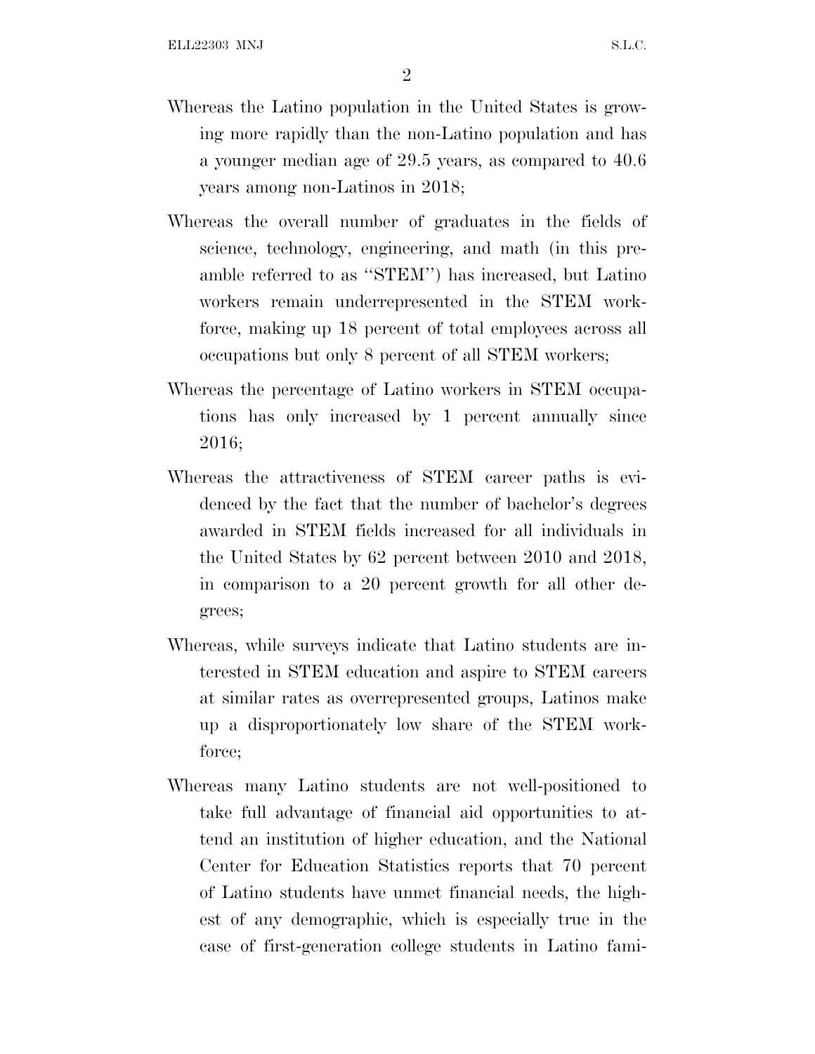Whereas the Latino population in the United States is growing more rapidly than the non-Latino population and has a younger median age of 29.5 years, as compared to 40.6 years among non-Latinos in 2018;

Whereas the overall number of graduates in the fields of science, technology, engineering, and math (in this preamble referred to as "STEM") has increased, but Latino workers remain underrepresented in the STEM workforce, making up 18 percent of total employees across all occupations but only 8 percent of all STEM workers;

Whereas the percentage of Latino workers in STEM occupations has only increased by 1 percent annually since 2016;

Whereas the attractiveness of STEM career paths is evidenced by the fact that the number of bachelor's degrees awarded in STEM fields increased for all individuals in the United States by 62 percent between 2010 and 2018, in comparison to a 20 percent growth for all other degrees;

Whereas, while surveys indicate that Latino students are interested in STEM education and aspire to STEM careers at similar rates as overrepresented groups, Latinos make up a disproportionately low share of the STEM workforce;

Whereas many Latino students are not well-positioned to take full advantage of financial aid opportunities to attend an institution of higher education, and the National Center for Education Statistics reports that 70 percent of Latino students have unmet financial needs, the highest of any demographic, which is especially true in the case of first-generation college students in Latino fami-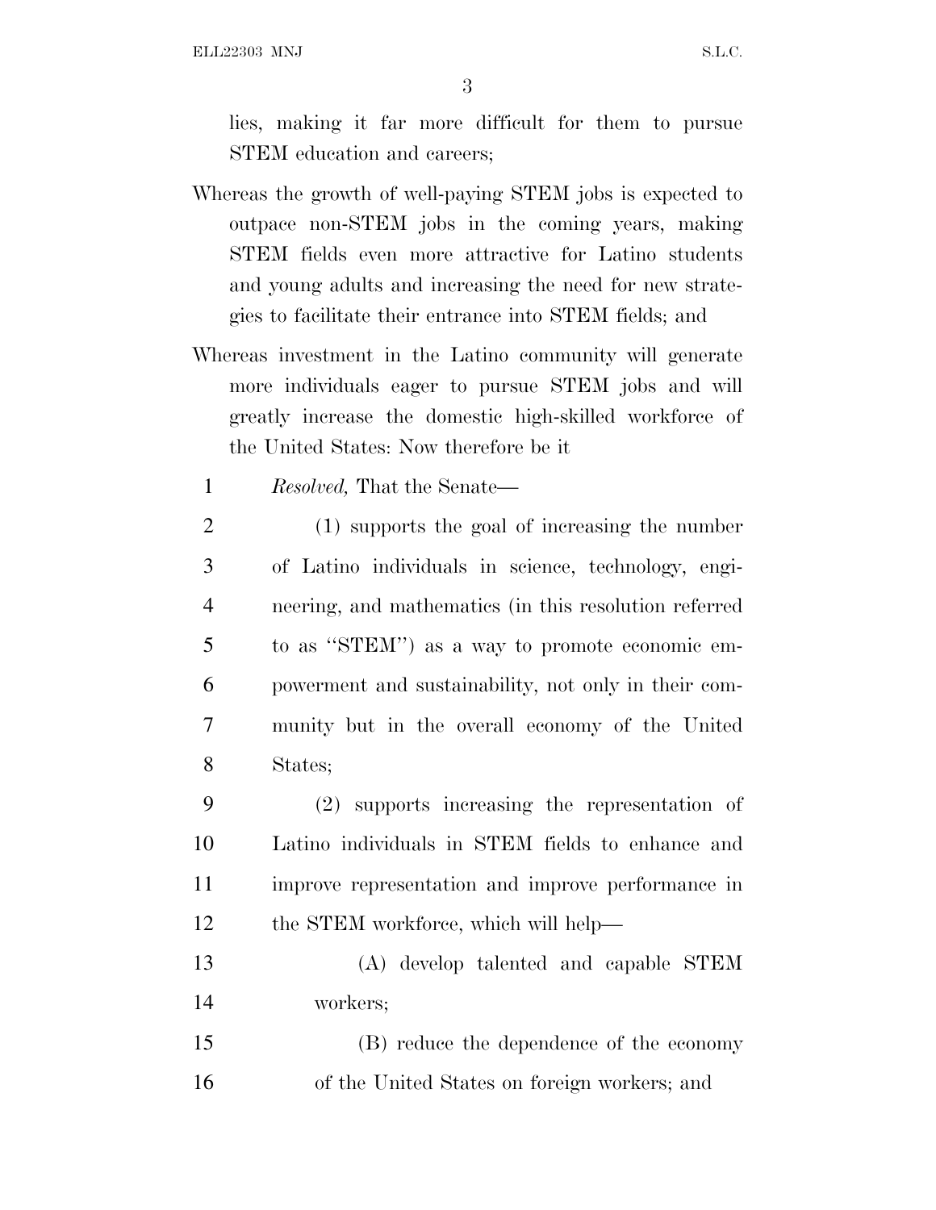lies, making it far more difficult for them to pursue STEM education and careers;

Whereas the growth of well-paying STEM jobs is expected to outpace non-STEM jobs in the coming years, making STEM fields even more attractive for Latino students and young adults and increasing the need for new strategies to facilitate their entrance into STEM fields; and

Whereas investment in the Latino community will generate more individuals eager to pursue STEM jobs and will greatly increase the domestic high-skilled workforce of the United States: Now therefore be it

*Resolved,* That the Senate—

(1) supports the goal of increasing the number of Latino individuals in science, technology, engineering, and mathematics (in this resolution referred to as "STEM") as a way to promote economic empowerment and sustainability, not only in their community but in the overall economy of the United States;

(2) supports increasing the representation of Latino individuals in STEM fields to enhance and improve representation and improve performance in the STEM workforce, which will help—

(A) develop talented and capable STEM workers;

(B) reduce the dependence of the economy of the United States on foreign workers; and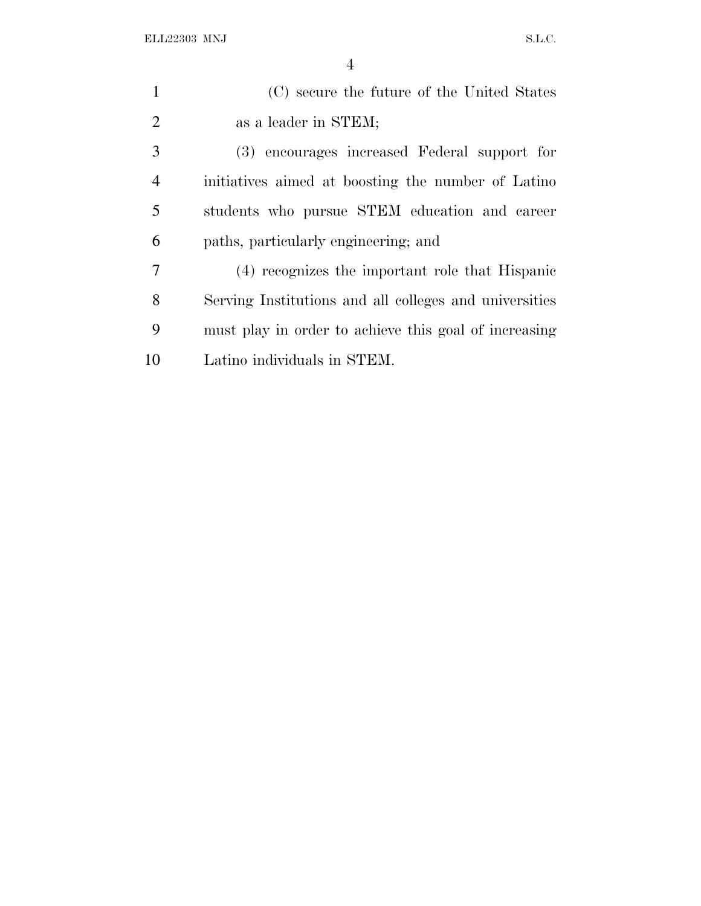(C) secure the future of the United States as a leader in STEM;

(3) encourages increased Federal support for initiatives aimed at boosting the number of Latino students who pursue STEM education and career paths, particularly engineering; and

(4) recognizes the important role that Hispanic Serving Institutions and all colleges and universities must play in order to achieve this goal of increasing Latino individuals in STEM.